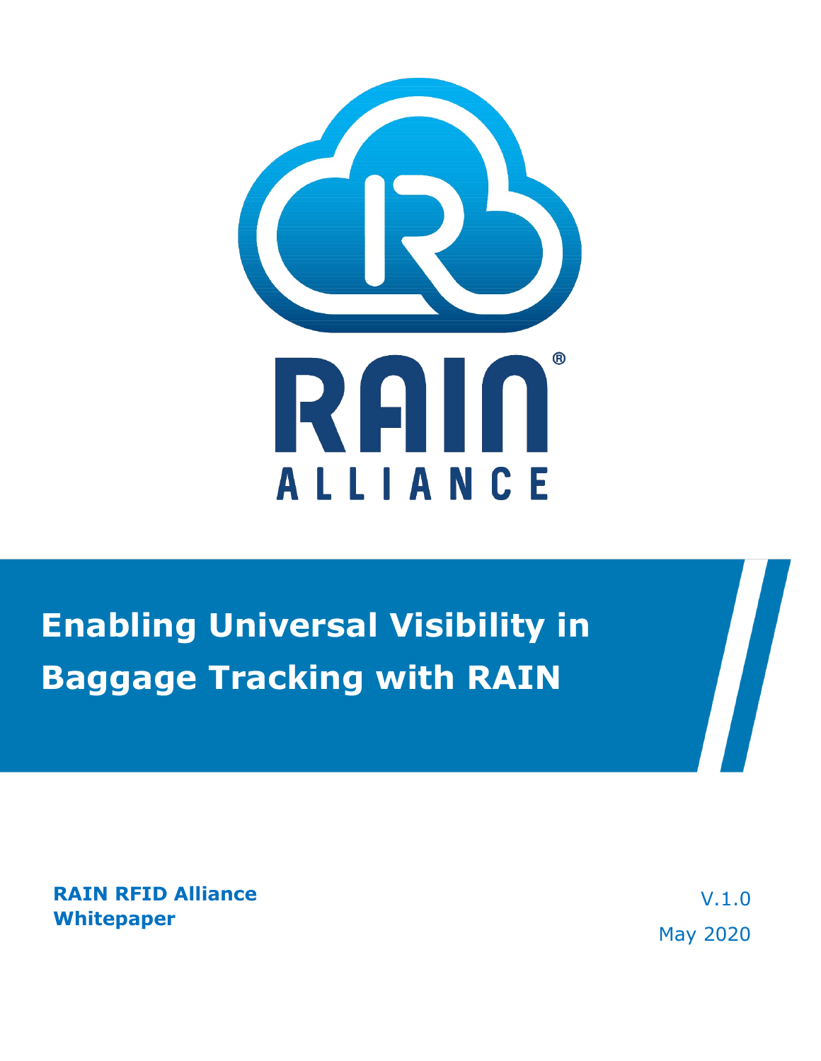RAIN® ALLIANCE

# Enabling Universal Visibility in Baggage Tracking with RAIN

**RAIN RFID Alliance Whitepaper**

V.1.0

May 2020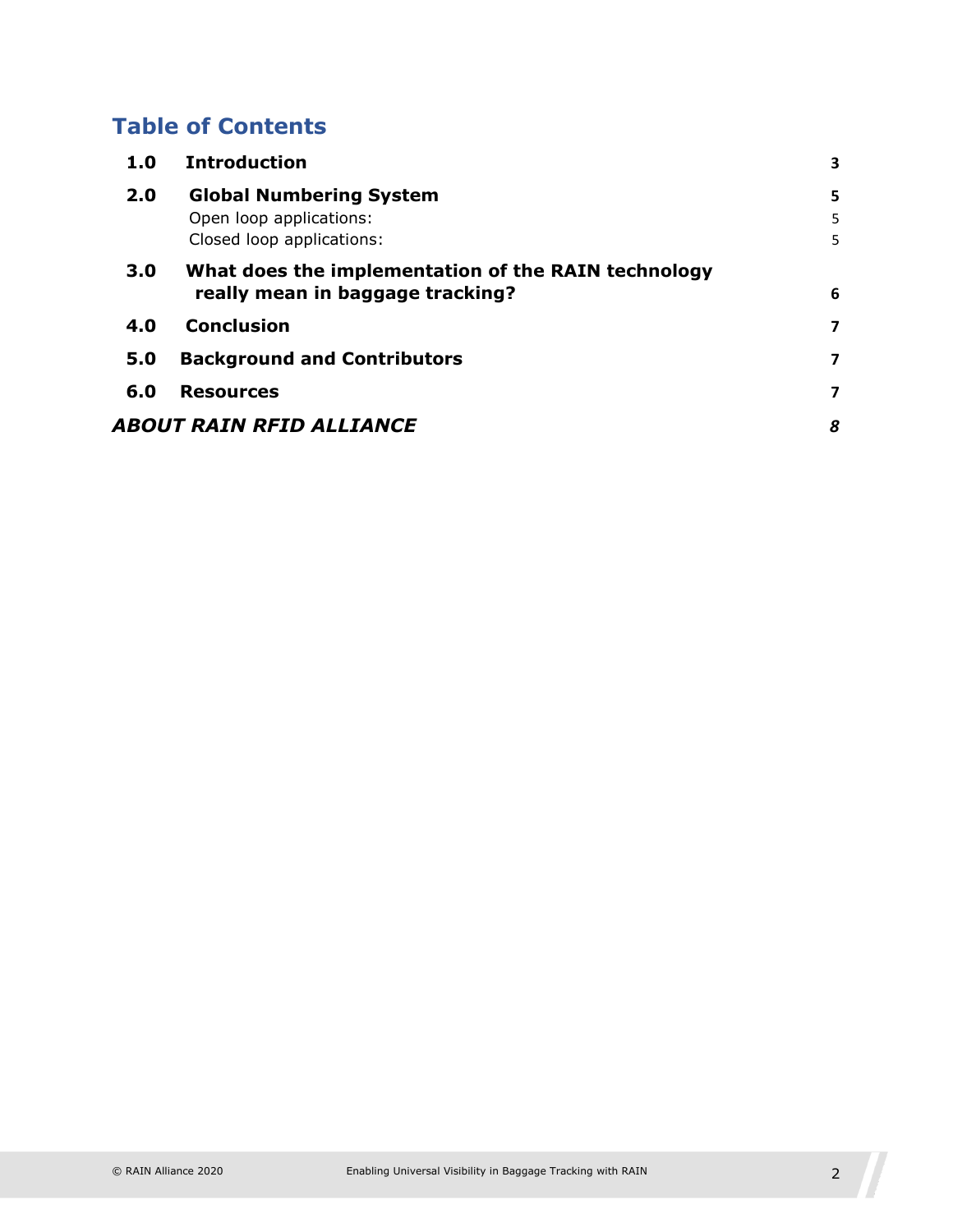## Table of Contents

| | | |
|---|---|---|
| **1.0** | **Introduction** | **3** |
| **2.0** | **Global Numbering System** | **5** |
| | Open loop applications: | 5 |
| | Closed loop applications: | 5 |
| **3.0** | **What does the implementation of the RAIN technology really mean in baggage tracking?** | **6** |
| **4.0** | **Conclusion** | **7** |
| **5.0** | **Background and Contributors** | **7** |
| **6.0** | **Resources** | **7** |
| ***ABOUT RAIN RFID ALLIANCE*** | | ***8*** |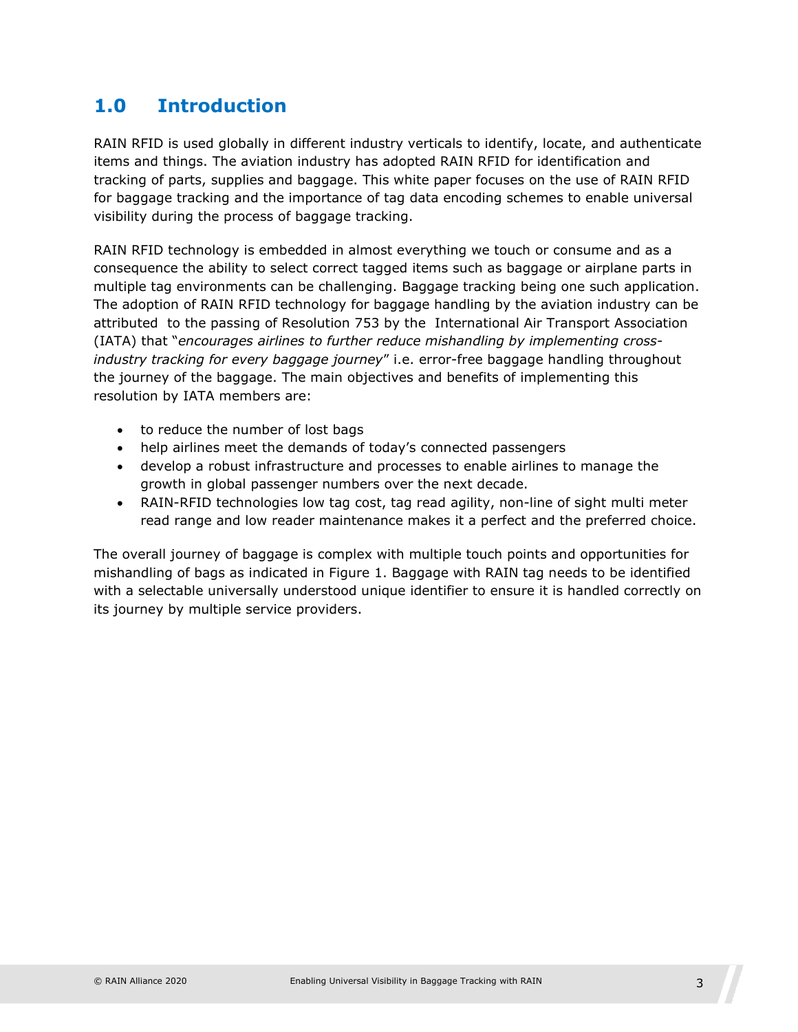# 1.0 Introduction

RAIN RFID is used globally in different industry verticals to identify, locate, and authenticate items and things. The aviation industry has adopted RAIN RFID for identification and tracking of parts, supplies and baggage. This white paper focuses on the use of RAIN RFID for baggage tracking and the importance of tag data encoding schemes to enable universal visibility during the process of baggage tracking.

RAIN RFID technology is embedded in almost everything we touch or consume and as a consequence the ability to select correct tagged items such as baggage or airplane parts in multiple tag environments can be challenging. Baggage tracking being one such application. The adoption of RAIN RFID technology for baggage handling by the aviation industry can be attributed to the passing of Resolution 753 by the International Air Transport Association (IATA) that "*encourages airlines to further reduce mishandling by implementing cross-industry tracking for every baggage journey*" i.e. error-free baggage handling throughout the journey of the baggage. The main objectives and benefits of implementing this resolution by IATA members are:

- to reduce the number of lost bags
- help airlines meet the demands of today's connected passengers
- develop a robust infrastructure and processes to enable airlines to manage the growth in global passenger numbers over the next decade.
- RAIN-RFID technologies low tag cost, tag read agility, non-line of sight multi meter read range and low reader maintenance makes it a perfect and the preferred choice.

The overall journey of baggage is complex with multiple touch points and opportunities for mishandling of bags as indicated in Figure 1. Baggage with RAIN tag needs to be identified with a selectable universally understood unique identifier to ensure it is handled correctly on its journey by multiple service providers.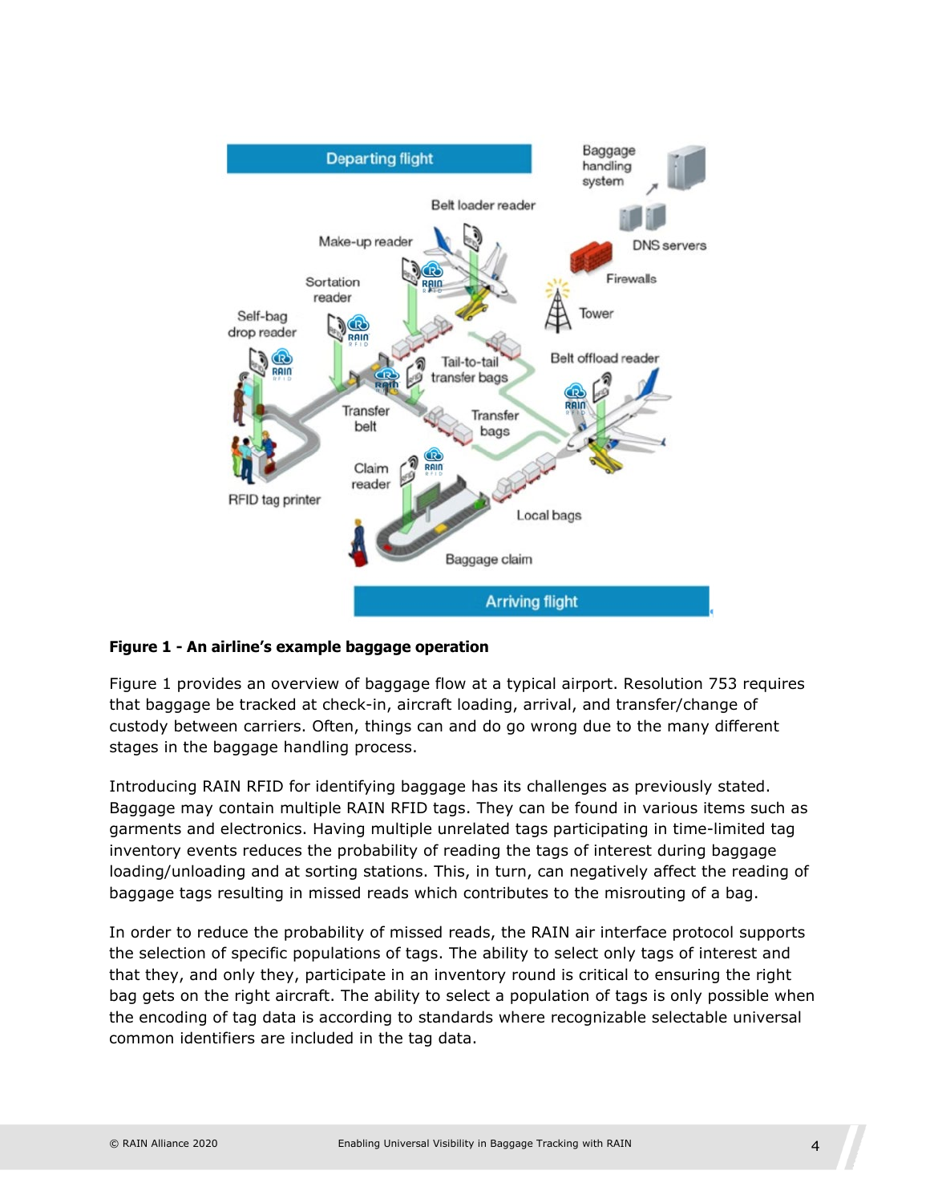**Figure 1 - An airline's example baggage operation**

Figure 1 provides an overview of baggage flow at a typical airport. Resolution 753 requires that baggage be tracked at check-in, aircraft loading, arrival, and transfer/change of custody between carriers. Often, things can and do go wrong due to the many different stages in the baggage handling process.

Introducing RAIN RFID for identifying baggage has its challenges as previously stated. Baggage may contain multiple RAIN RFID tags. They can be found in various items such as garments and electronics. Having multiple unrelated tags participating in time-limited tag inventory events reduces the probability of reading the tags of interest during baggage loading/unloading and at sorting stations. This, in turn, can negatively affect the reading of baggage tags resulting in missed reads which contributes to the misrouting of a bag.

In order to reduce the probability of missed reads, the RAIN air interface protocol supports the selection of specific populations of tags. The ability to select only tags of interest and that they, and only they, participate in an inventory round is critical to ensuring the right bag gets on the right aircraft. The ability to select a population of tags is only possible when the encoding of tag data is according to standards where recognizable selectable universal common identifiers are included in the tag data.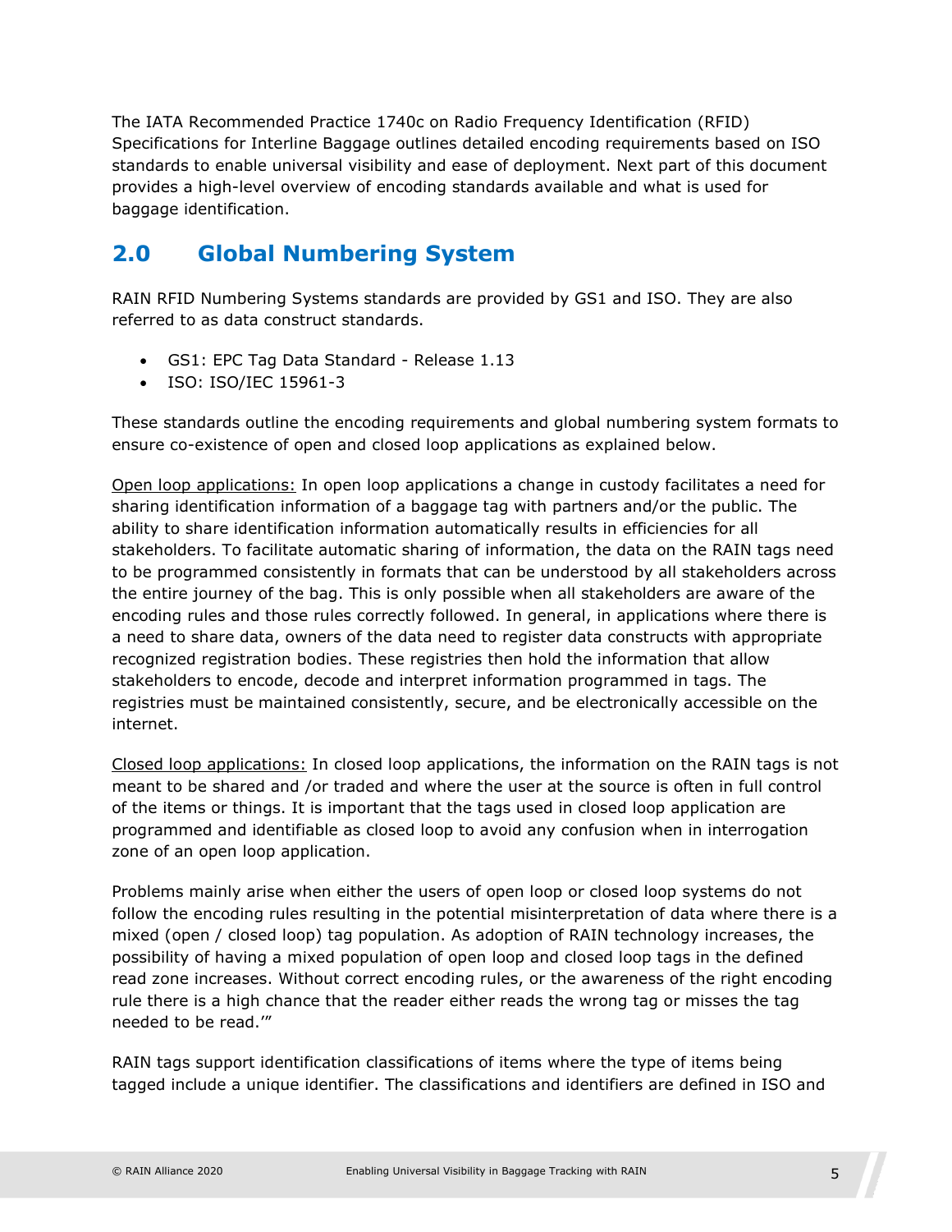The IATA Recommended Practice 1740c on Radio Frequency Identification (RFID) Specifications for Interline Baggage outlines detailed encoding requirements based on ISO standards to enable universal visibility and ease of deployment. Next part of this document provides a high-level overview of encoding standards available and what is used for baggage identification.

## 2.0 Global Numbering System

RAIN RFID Numbering Systems standards are provided by GS1 and ISO. They are also referred to as data construct standards.

- GS1: EPC Tag Data Standard - Release 1.13
- ISO: ISO/IEC 15961-3

These standards outline the encoding requirements and global numbering system formats to ensure co-existence of open and closed loop applications as explained below.

Open loop applications: In open loop applications a change in custody facilitates a need for sharing identification information of a baggage tag with partners and/or the public. The ability to share identification information automatically results in efficiencies for all stakeholders. To facilitate automatic sharing of information, the data on the RAIN tags need to be programmed consistently in formats that can be understood by all stakeholders across the entire journey of the bag. This is only possible when all stakeholders are aware of the encoding rules and those rules correctly followed. In general, in applications where there is a need to share data, owners of the data need to register data constructs with appropriate recognized registration bodies. These registries then hold the information that allow stakeholders to encode, decode and interpret information programmed in tags. The registries must be maintained consistently, secure, and be electronically accessible on the internet.

Closed loop applications: In closed loop applications, the information on the RAIN tags is not meant to be shared and /or traded and where the user at the source is often in full control of the items or things. It is important that the tags used in closed loop application are programmed and identifiable as closed loop to avoid any confusion when in interrogation zone of an open loop application.

Problems mainly arise when either the users of open loop or closed loop systems do not follow the encoding rules resulting in the potential misinterpretation of data where there is a mixed (open / closed loop) tag population. As adoption of RAIN technology increases, the possibility of having a mixed population of open loop and closed loop tags in the defined read zone increases. Without correct encoding rules, or the awareness of the right encoding rule there is a high chance that the reader either reads the wrong tag or misses the tag needed to be read.'"

RAIN tags support identification classifications of items where the type of items being tagged include a unique identifier. The classifications and identifiers are defined in ISO and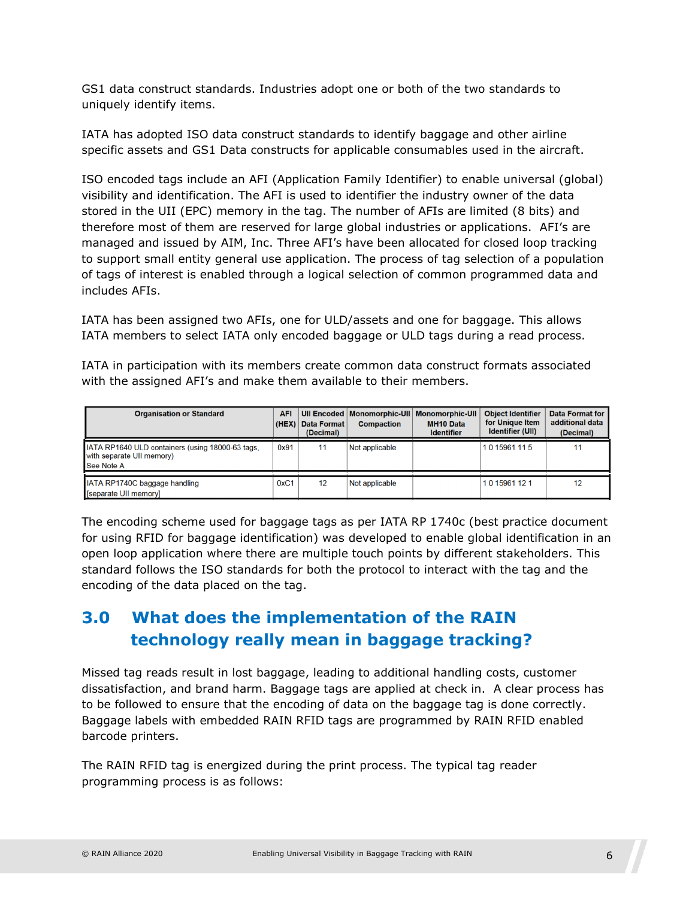GS1 data construct standards. Industries adopt one or both of the two standards to uniquely identify items.

IATA has adopted ISO data construct standards to identify baggage and other airline specific assets and GS1 Data constructs for applicable consumables used in the aircraft.

ISO encoded tags include an AFI (Application Family Identifier) to enable universal (global) visibility and identification. The AFI is used to identifier the industry owner of the data stored in the UII (EPC) memory in the tag. The number of AFIs are limited (8 bits) and therefore most of them are reserved for large global industries or applications. AFI's are managed and issued by AIM, Inc. Three AFI's have been allocated for closed loop tracking to support small entity general use application. The process of tag selection of a population of tags of interest is enabled through a logical selection of common programmed data and includes AFIs.

IATA has been assigned two AFIs, one for ULD/assets and one for baggage. This allows IATA members to select IATA only encoded baggage or ULD tags during a read process.

IATA in participation with its members create common data construct formats associated with the assigned AFI's and make them available to their members.

| Organisation or Standard | AFI (HEX) | UII Encoded Data Format (Decimal) | Monomorphic-UII Compaction | Monomorphic-UII MH10 Data Identifier | Object Identifier for Unique Item Identifier (UII) | Data Format for additional data (Decimal) |
|---|---|---|---|---|---|---|
| IATA RP1640 ULD containers (using 18000-63 tags, with separate UII memory) See Note A | 0x91 | 11 | Not applicable | | 1 0 15961 11 5 | 11 |
| IATA RP1740C baggage handling [separate UII memory] | 0xC1 | 12 | Not applicable | | 1 0 15961 12 1 | 12 |

The encoding scheme used for baggage tags as per IATA RP 1740c (best practice document for using RFID for baggage identification) was developed to enable global identification in an open loop application where there are multiple touch points by different stakeholders. This standard follows the ISO standards for both the protocol to interact with the tag and the encoding of the data placed on the tag.

## 3.0 What does the implementation of the RAIN technology really mean in baggage tracking?

Missed tag reads result in lost baggage, leading to additional handling costs, customer dissatisfaction, and brand harm. Baggage tags are applied at check in. A clear process has to be followed to ensure that the encoding of data on the baggage tag is done correctly. Baggage labels with embedded RAIN RFID tags are programmed by RAIN RFID enabled barcode printers.

The RAIN RFID tag is energized during the print process. The typical tag reader programming process is as follows: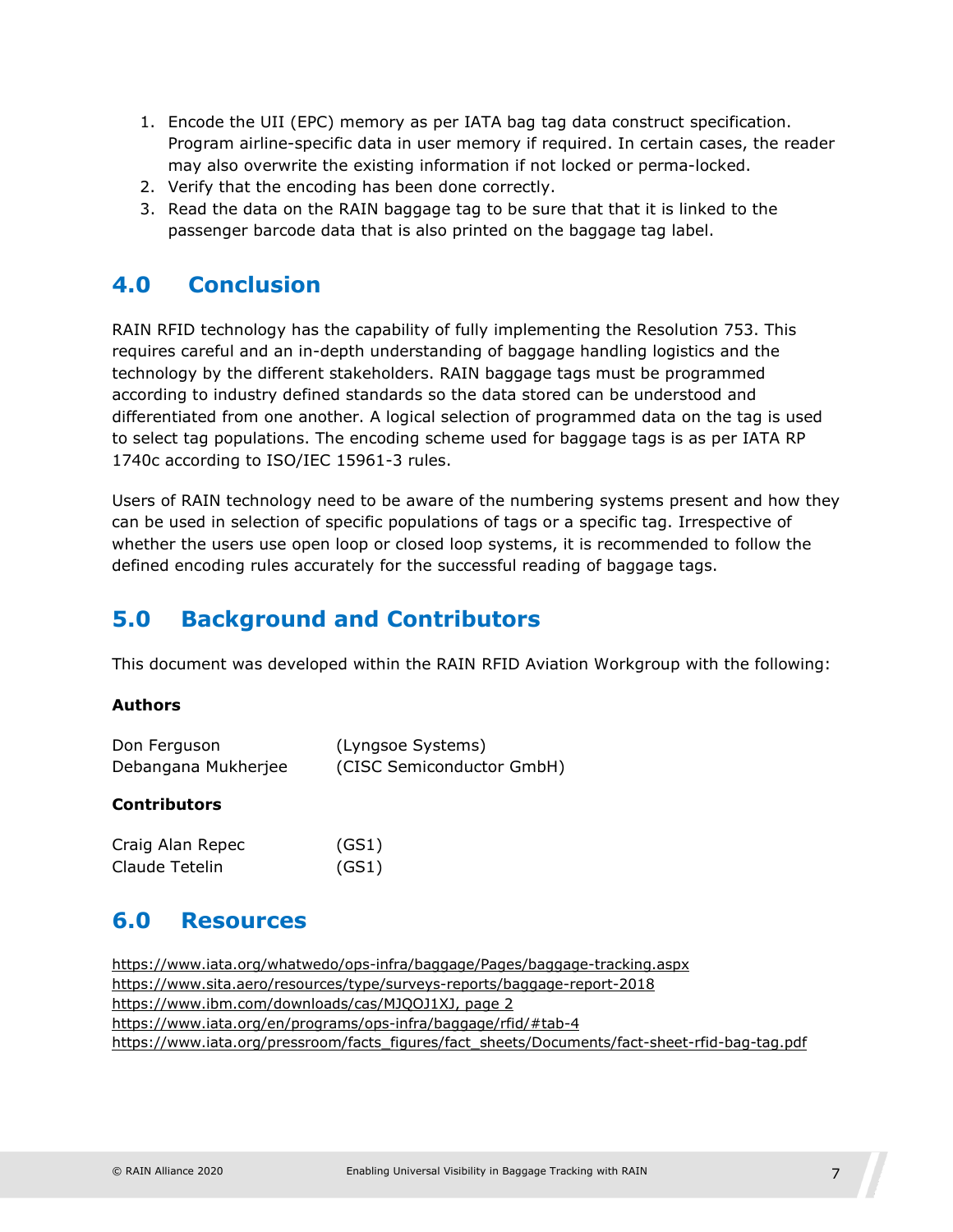1. Encode the UII (EPC) memory as per IATA bag tag data construct specification. Program airline-specific data in user memory if required. In certain cases, the reader may also overwrite the existing information if not locked or perma-locked.
2. Verify that the encoding has been done correctly.
3. Read the data on the RAIN baggage tag to be sure that that it is linked to the passenger barcode data that is also printed on the baggage tag label.

## 4.0 Conclusion

RAIN RFID technology has the capability of fully implementing the Resolution 753. This requires careful and an in-depth understanding of baggage handling logistics and the technology by the different stakeholders. RAIN baggage tags must be programmed according to industry defined standards so the data stored can be understood and differentiated from one another. A logical selection of programmed data on the tag is used to select tag populations. The encoding scheme used for baggage tags is as per IATA RP 1740c according to ISO/IEC 15961-3 rules.

Users of RAIN technology need to be aware of the numbering systems present and how they can be used in selection of specific populations of tags or a specific tag. Irrespective of whether the users use open loop or closed loop systems, it is recommended to follow the defined encoding rules accurately for the successful reading of baggage tags.

## 5.0 Background and Contributors

This document was developed within the RAIN RFID Aviation Workgroup with the following:

**Authors**

Don Ferguson (Lyngsoe Systems)
Debangana Mukherjee (CISC Semiconductor GmbH)

**Contributors**

Craig Alan Repec (GS1)
Claude Tetelin (GS1)

## 6.0 Resources

https://www.iata.org/whatwedo/ops-infra/baggage/Pages/baggage-tracking.aspx
https://www.sita.aero/resources/type/surveys-reports/baggage-report-2018
https://www.ibm.com/downloads/cas/MJQOJ1XJ, page 2
https://www.iata.org/en/programs/ops-infra/baggage/rfid/#tab-4
https://www.iata.org/pressroom/facts_figures/fact_sheets/Documents/fact-sheet-rfid-bag-tag.pdf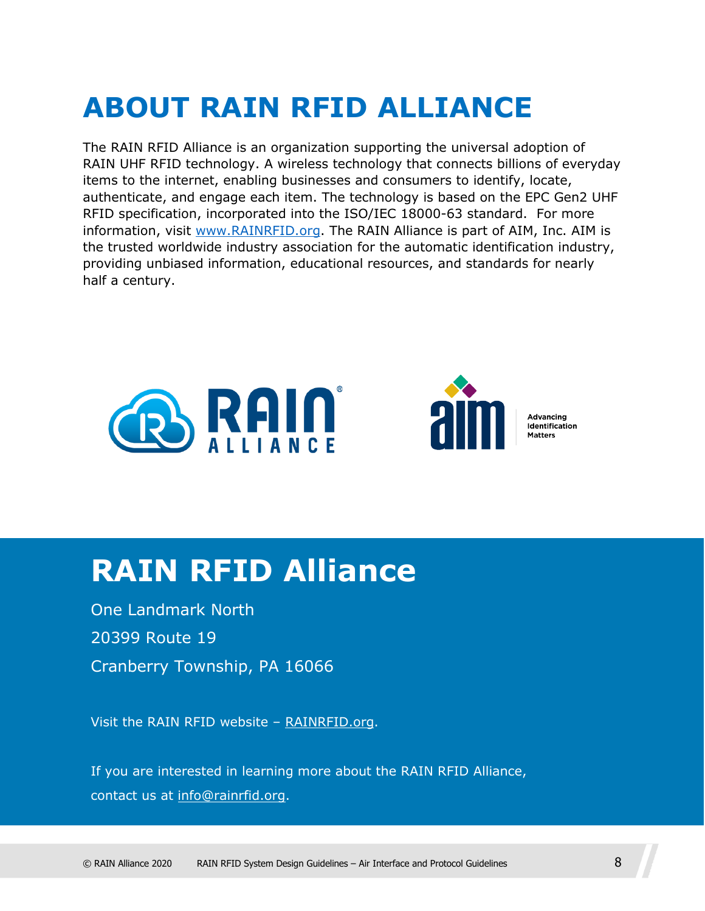# ABOUT RAIN RFID ALLIANCE

The RAIN RFID Alliance is an organization supporting the universal adoption of RAIN UHF RFID technology. A wireless technology that connects billions of everyday items to the internet, enabling businesses and consumers to identify, locate, authenticate, and engage each item. The technology is based on the EPC Gen2 UHF RFID specification, incorporated into the ISO/IEC 18000-63 standard. For more information, visit [www.RAINRFID.org](http://www.RAINRFID.org). The RAIN Alliance is part of AIM, Inc. AIM is the trusted worldwide industry association for the automatic identification industry, providing unbiased information, educational resources, and standards for nearly half a century.

## RAIN RFID Alliance

One Landmark North

20399 Route 19

Cranberry Township, PA 16066

Visit the RAIN RFID website – [RAINRFID.org](http://RAINRFID.org).

If you are interested in learning more about the RAIN RFID Alliance, contact us at [info@rainrfid.org](mailto:info@rainrfid.org).